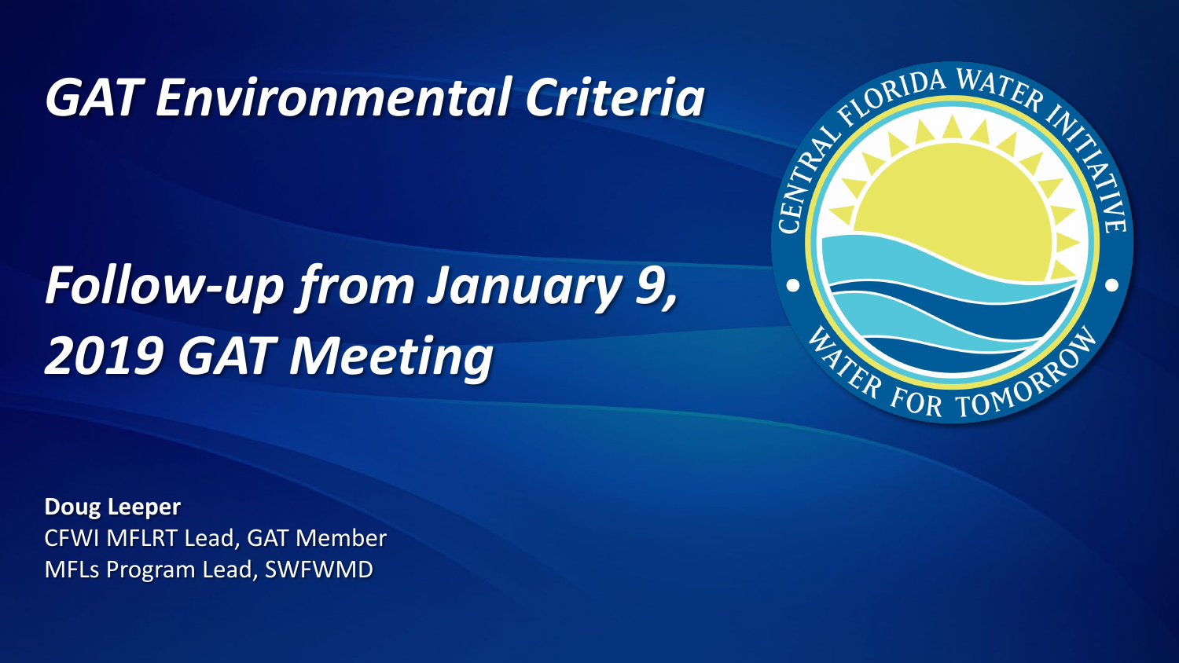# *GAT Environmental Criteria*

## *Follow-up from January 9, 2019 GAT Meeting*

**Doug Leeper**
CFWI MFLRT Lead, GAT Member
MFLs Program Lead, SWFWMD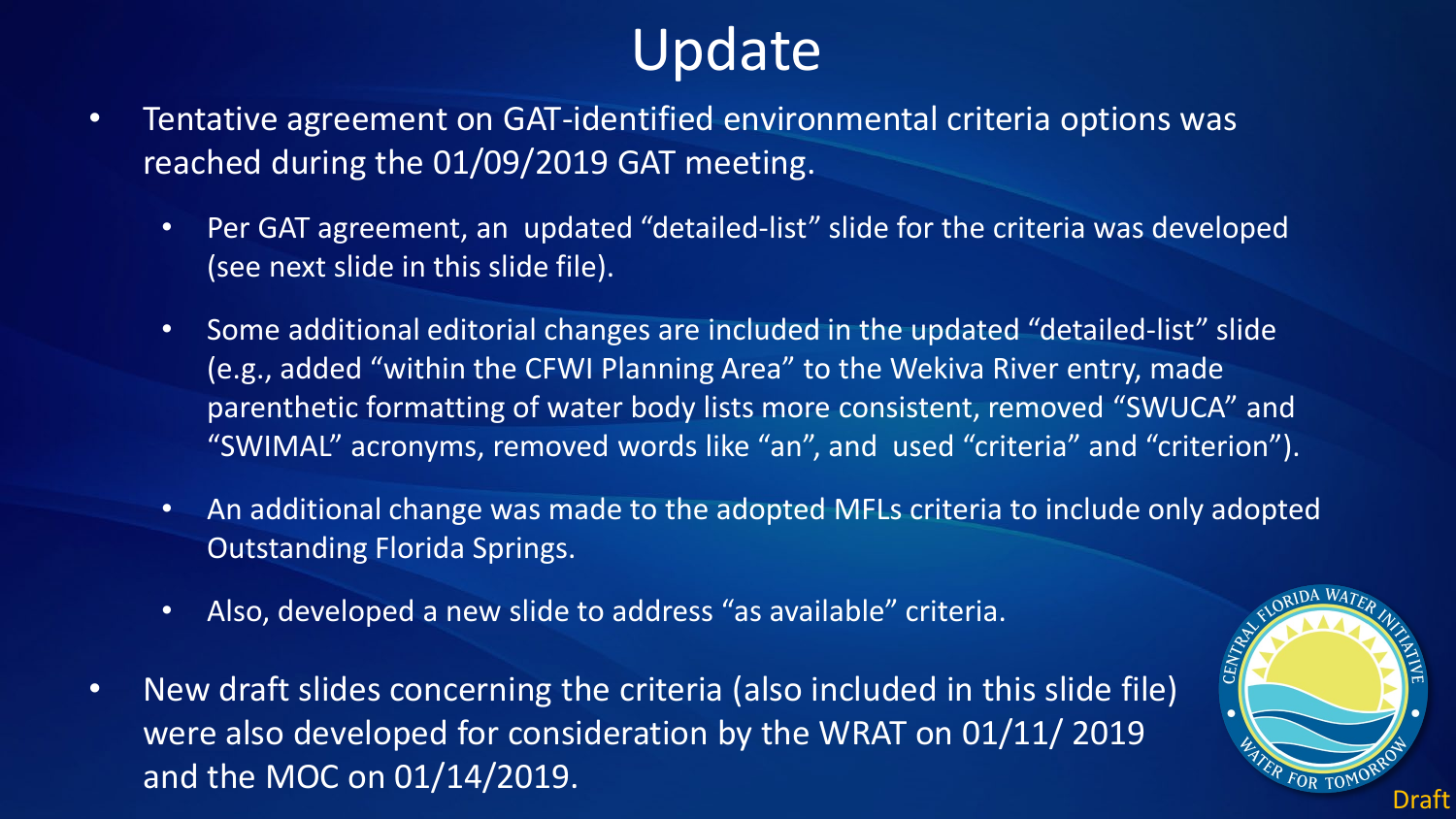# Update

- Tentative agreement on GAT-identified environmental criteria options was reached during the 01/09/2019 GAT meeting.
  - Per GAT agreement, an updated "detailed-list" slide for the criteria was developed (see next slide in this slide file).
  - Some additional editorial changes are included in the updated "detailed-list" slide (e.g., added "within the CFWI Planning Area" to the Wekiva River entry, made parenthetic formatting of water body lists more consistent, removed "SWUCA" and "SWIMAL" acronyms, removed words like "an", and used "criteria" and "criterion").
  - An additional change was made to the adopted MFLs criteria to include only adopted Outstanding Florida Springs.
  - Also, developed a new slide to address "as available" criteria.
- New draft slides concerning the criteria (also included in this slide file) were also developed for consideration by the WRAT on 01/11/ 2019 and the MOC on 01/14/2019.

Draft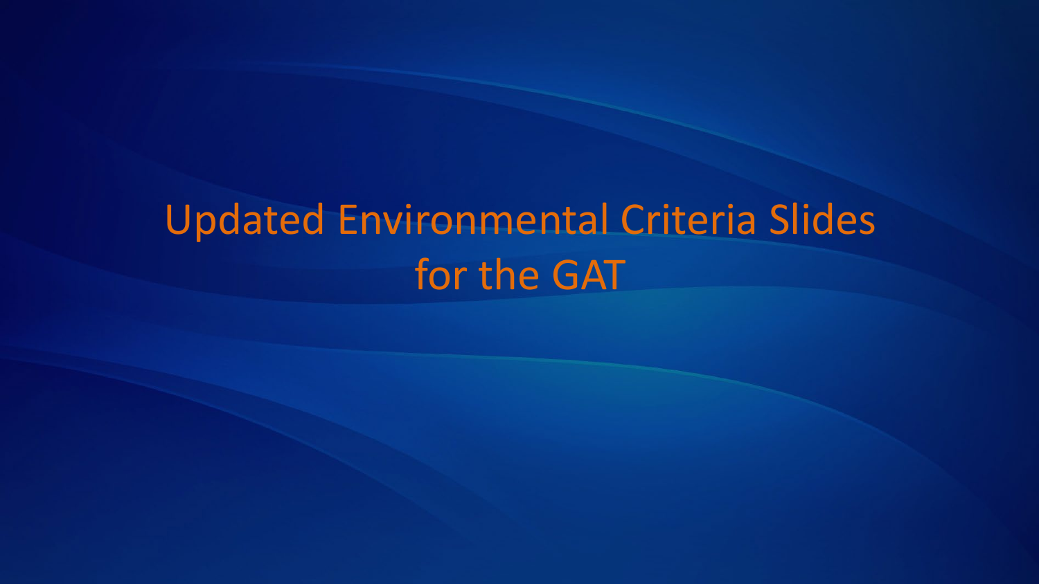# Updated Environmental Criteria Slides for the GAT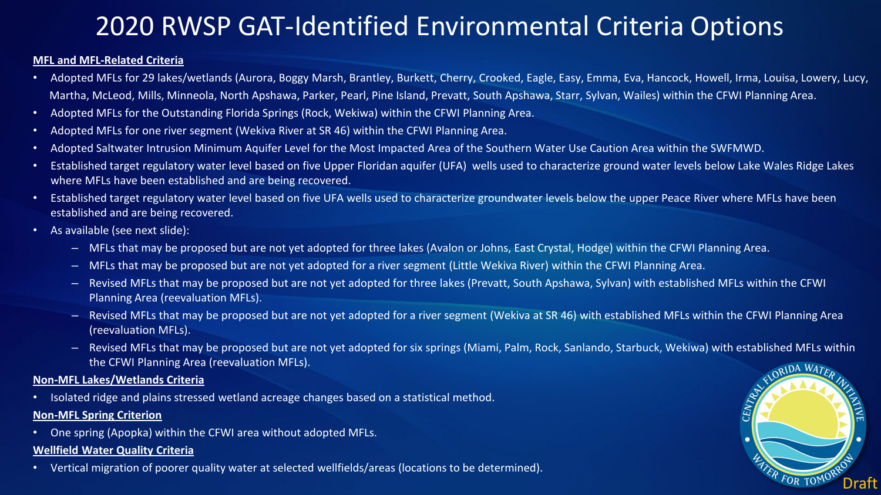# 2020 RWSP GAT-Identified Environmental Criteria Options

**MFL and MFL-Related Criteria**

- Adopted MFLs for 29 lakes/wetlands (Aurora, Boggy Marsh, Brantley, Burkett, Cherry, Crooked, Eagle, Easy, Emma, Eva, Hancock, Howell, Irma, Louisa, Lowery, Lucy, Martha, McLeod, Mills, Minneola, North Apshawa, Parker, Pearl, Pine Island, Prevatt, South Apshawa, Starr, Sylvan, Wailes) within the CFWI Planning Area.
- Adopted MFLs for the Outstanding Florida Springs (Rock, Wekiwa) within the CFWI Planning Area.
- Adopted MFLs for one river segment (Wekiva River at SR 46) within the CFWI Planning Area.
- Adopted Saltwater Intrusion Minimum Aquifer Level for the Most Impacted Area of the Southern Water Use Caution Area within the SWFMWD.
- Established target regulatory water level based on five Upper Floridan aquifer (UFA) wells used to characterize ground water levels below Lake Wales Ridge Lakes where MFLs have been established and are being recovered.
- Established target regulatory water level based on five UFA wells used to characterize groundwater levels below the upper Peace River where MFLs have been established and are being recovered.
- As available (see next slide):
  - MFLs that may be proposed but are not yet adopted for three lakes (Avalon or Johns, East Crystal, Hodge) within the CFWI Planning Area.
  - MFLs that may be proposed but are not yet adopted for a river segment (Little Wekiva River) within the CFWI Planning Area.
  - Revised MFLs that may be proposed but are not yet adopted for three lakes (Prevatt, South Apshawa, Sylvan) with established MFLs within the CFWI Planning Area (reevaluation MFLs).
  - Revised MFLs that may be proposed but are not yet adopted for a river segment (Wekiva at SR 46) with established MFLs within the CFWI Planning Area (reevaluation MFLs).
  - Revised MFLs that may be proposed but are not yet adopted for six springs (Miami, Palm, Rock, Sanlando, Starbuck, Wekiwa) with established MFLs within the CFWI Planning Area (reevaluation MFLs).

**Non-MFL Lakes/Wetlands Criteria**

- Isolated ridge and plains stressed wetland acreage changes based on a statistical method.

**Non-MFL Spring Criterion**

- One spring (Apopka) within the CFWI area without adopted MFLs.

**Wellfield Water Quality Criteria**

- Vertical migration of poorer quality water at selected wellfields/areas (locations to be determined).

Draft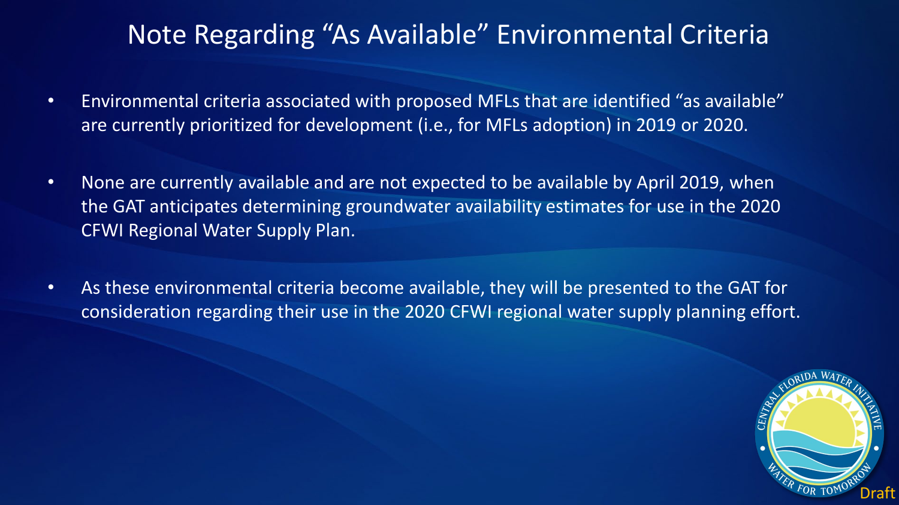# Note Regarding "As Available" Environmental Criteria

- Environmental criteria associated with proposed MFLs that are identified "as available" are currently prioritized for development (i.e., for MFLs adoption) in 2019 or 2020.

- None are currently available and are not expected to be available by April 2019, when the GAT anticipates determining groundwater availability estimates for use in the 2020 CFWI Regional Water Supply Plan.

- As these environmental criteria become available, they will be presented to the GAT for consideration regarding their use in the 2020 CFWI regional water supply planning effort.

Draft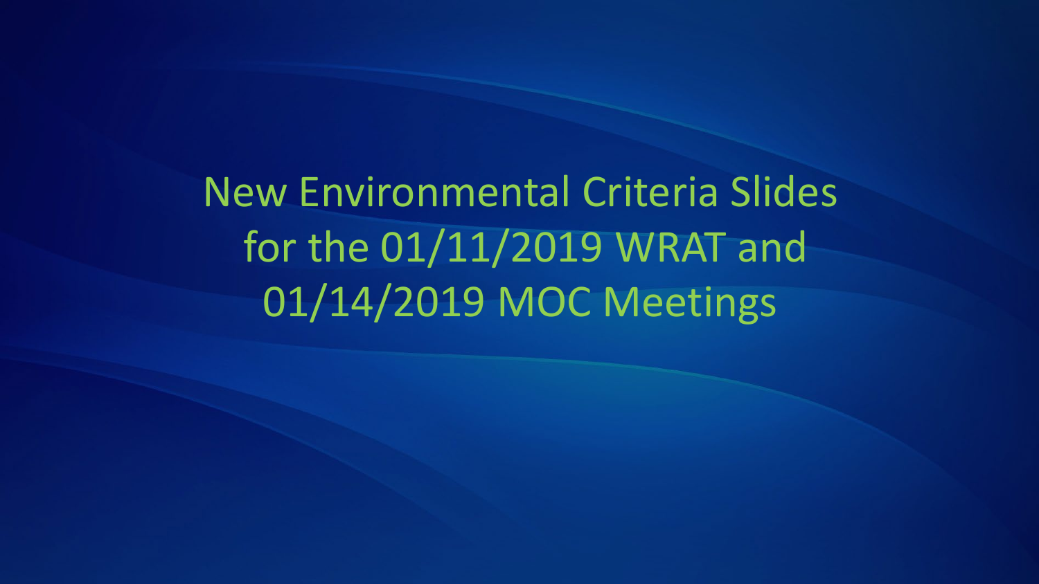# New Environmental Criteria Slides for the 01/11/2019 WRAT and 01/14/2019 MOC Meetings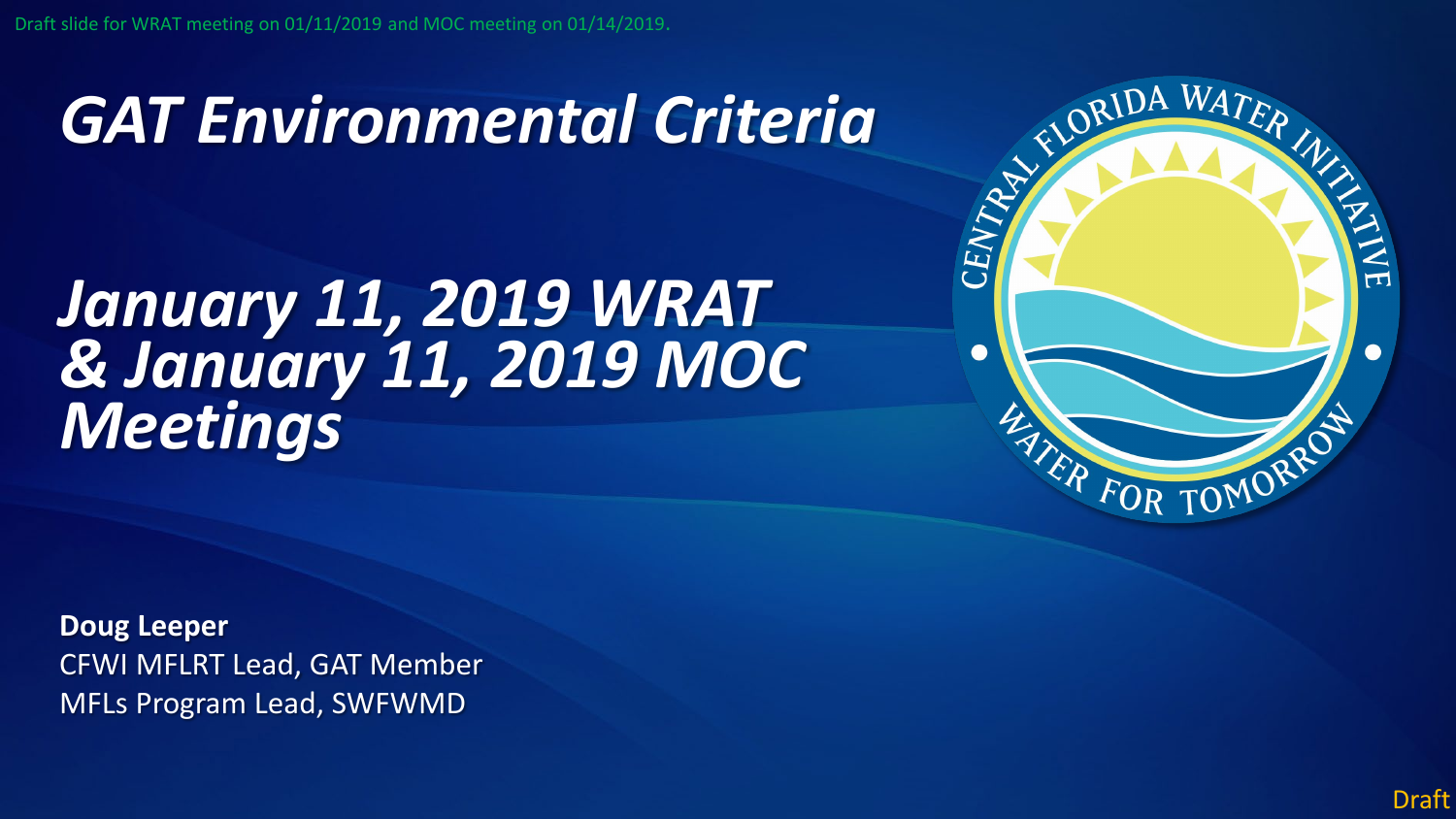Draft slide for WRAT meeting on 01/11/2019 and MOC meeting on 01/14/2019.

# *GAT Environmental Criteria*

## *January 11, 2019 WRAT & January 11, 2019 MOC Meetings*

CENTRAL FLORIDA WATER INITIATIVE

WATER FOR TOMORROW

**Doug Leeper**

CFWI MFLRT Lead, GAT Member

MFLs Program Lead, SWFWMD

Draft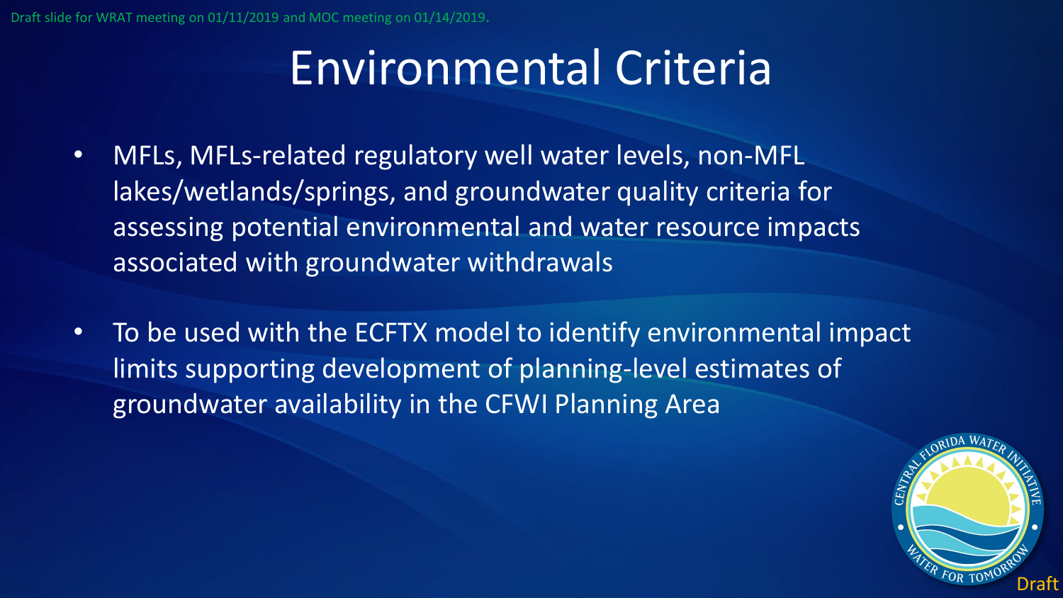Draft slide for WRAT meeting on 01/11/2019 and MOC meeting on 01/14/2019.

# Environmental Criteria

- MFLs, MFLs-related regulatory well water levels, non-MFL lakes/wetlands/springs, and groundwater quality criteria for assessing potential environmental and water resource impacts associated with groundwater withdrawals
- To be used with the ECFTX model to identify environmental impact limits supporting development of planning-level estimates of groundwater availability in the CFWI Planning Area

Draft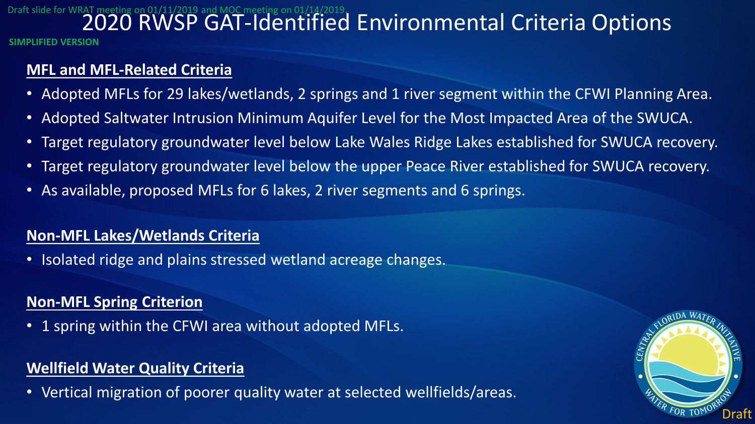Draft slide for WRAT meeting on 01/11/2019 and MOC meeting on 01/14/2019.

# 2020 RWSP GAT-Identified Environmental Criteria Options

**SIMPLIFIED VERSION**

## MFL and MFL-Related Criteria

- Adopted MFLs for 29 lakes/wetlands, 2 springs and 1 river segment within the CFWI Planning Area.
- Adopted Saltwater Intrusion Minimum Aquifer Level for the Most Impacted Area of the SWUCA.
- Target regulatory groundwater level below Lake Wales Ridge Lakes established for SWUCA recovery.
- Target regulatory groundwater level below the upper Peace River established for SWUCA recovery.
- As available, proposed MFLs for 6 lakes, 2 river segments and 6 springs.

## Non-MFL Lakes/Wetlands Criteria

- Isolated ridge and plains stressed wetland acreage changes.

## Non-MFL Spring Criterion

- 1 spring within the CFWI area without adopted MFLs.

## Wellfield Water Quality Criteria

- Vertical migration of poorer quality water at selected wellfields/areas.

Draft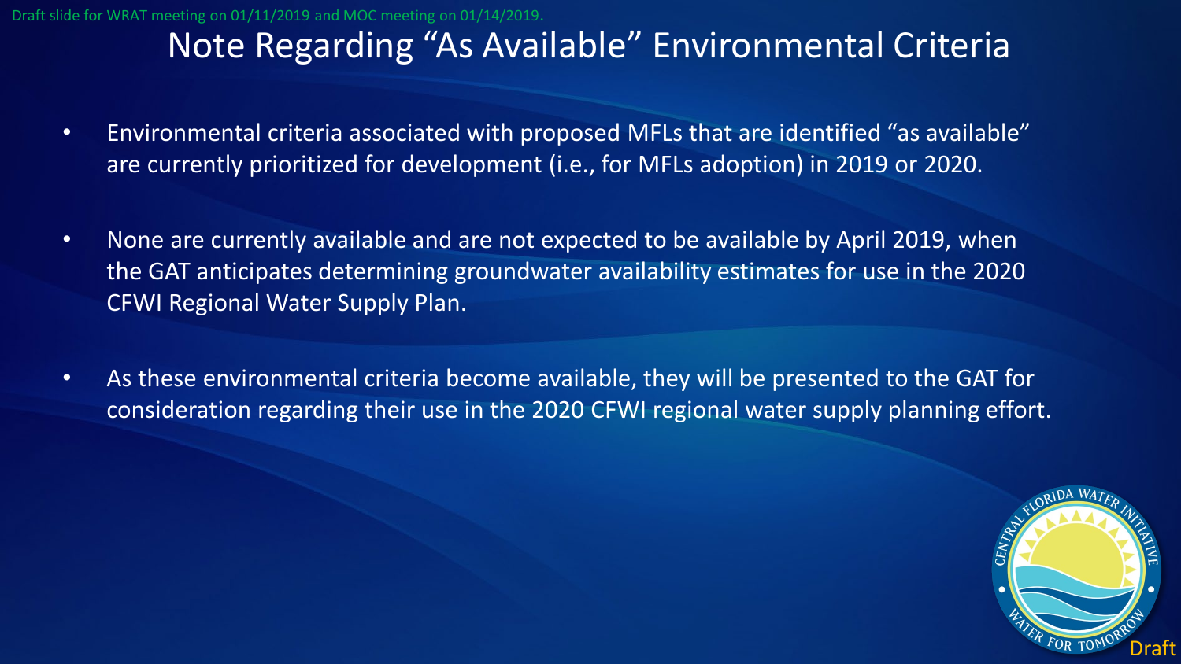Draft slide for WRAT meeting on 01/11/2019 and MOC meeting on 01/14/2019.

# Note Regarding "As Available" Environmental Criteria

- Environmental criteria associated with proposed MFLs that are identified "as available" are currently prioritized for development (i.e., for MFLs adoption) in 2019 or 2020.
- None are currently available and are not expected to be available by April 2019, when the GAT anticipates determining groundwater availability estimates for use in the 2020 CFWI Regional Water Supply Plan.
- As these environmental criteria become available, they will be presented to the GAT for consideration regarding their use in the 2020 CFWI regional water supply planning effort.

Draft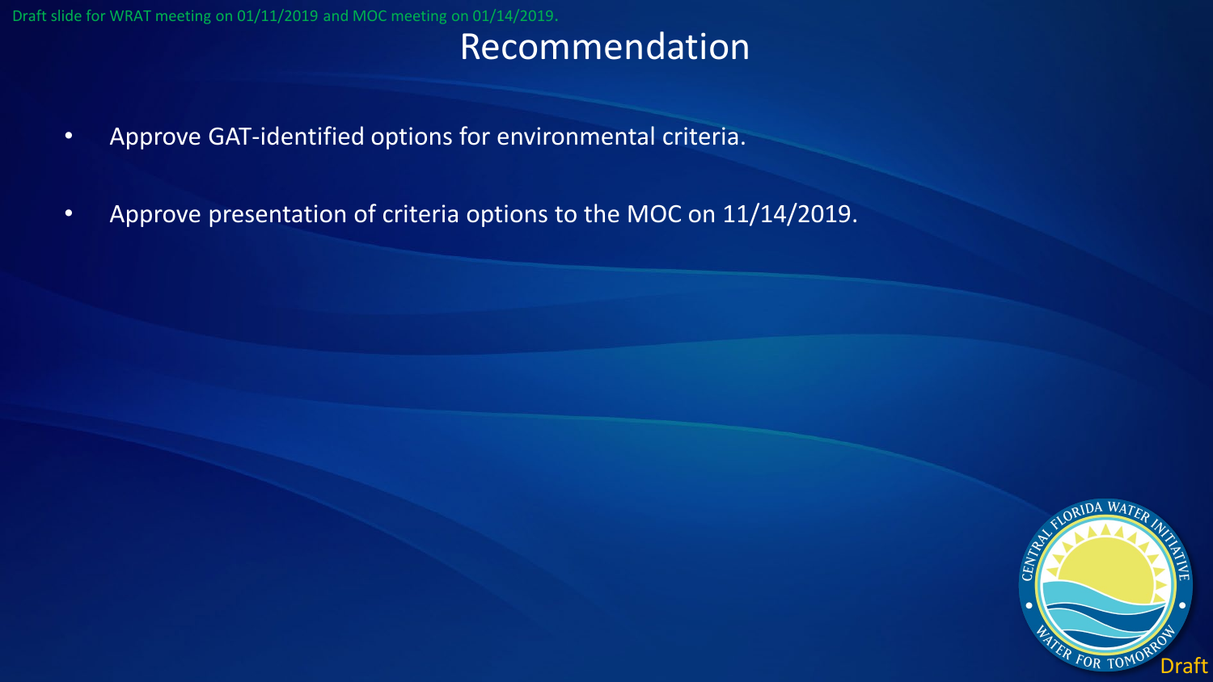Draft slide for WRAT meeting on 01/11/2019 and MOC meeting on 01/14/2019.

# Recommendation

- Approve GAT-identified options for environmental criteria.
- Approve presentation of criteria options to the MOC on 11/14/2019.

Draft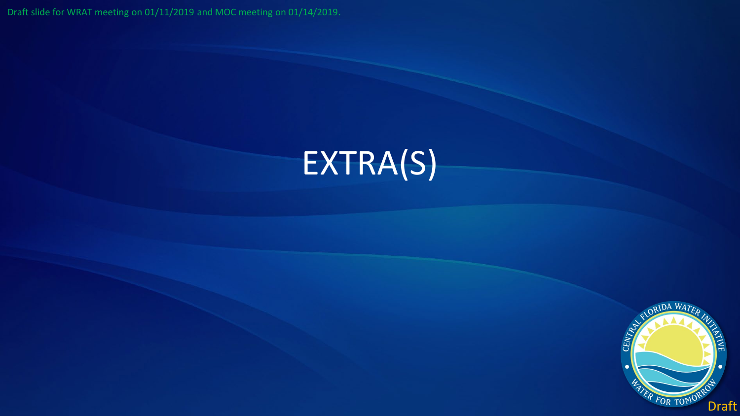Draft slide for WRAT meeting on 01/11/2019 and MOC meeting on 01/14/2019.

# EXTRA(S)

Draft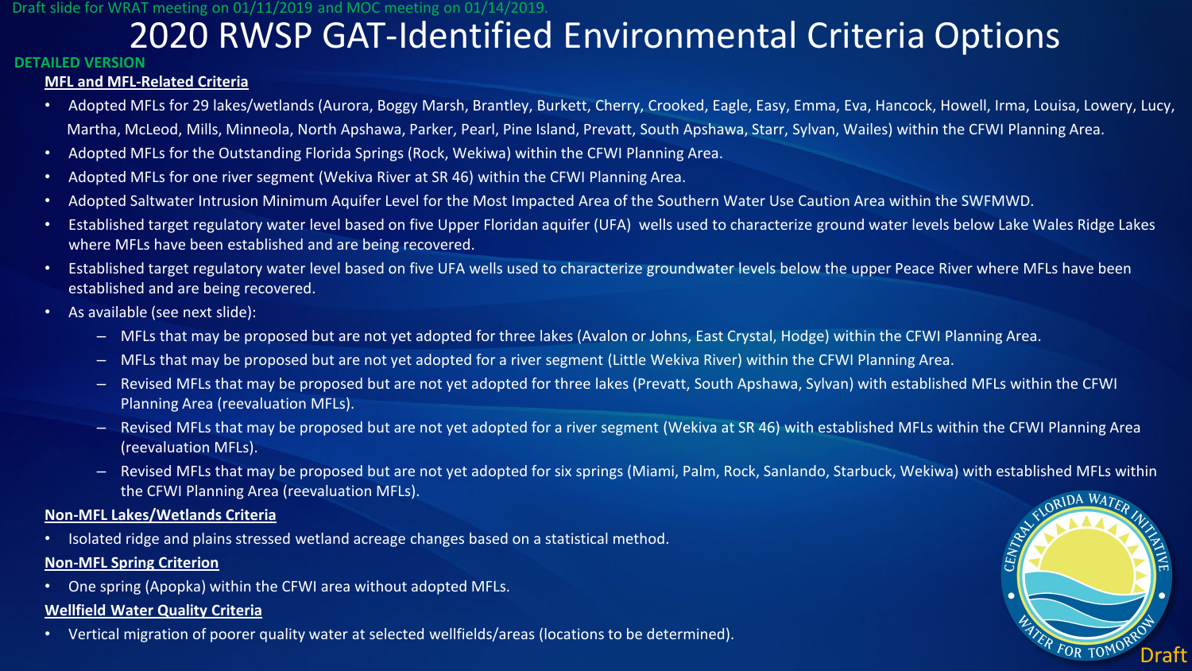Draft slide for WRAT meeting on 01/11/2019 and MOC meeting on 01/14/2019.

# 2020 RWSP GAT-Identified Environmental Criteria Options

**DETAILED VERSION**

**MFL and MFL-Related Criteria**

- Adopted MFLs for 29 lakes/wetlands (Aurora, Boggy Marsh, Brantley, Burkett, Cherry, Crooked, Eagle, Easy, Emma, Eva, Hancock, Howell, Irma, Louisa, Lowery, Lucy, Martha, McLeod, Mills, Minneola, North Apshawa, Parker, Pearl, Pine Island, Prevatt, South Apshawa, Starr, Sylvan, Wailes) within the CFWI Planning Area.
- Adopted MFLs for the Outstanding Florida Springs (Rock, Wekiwa) within the CFWI Planning Area.
- Adopted MFLs for one river segment (Wekiva River at SR 46) within the CFWI Planning Area.
- Adopted Saltwater Intrusion Minimum Aquifer Level for the Most Impacted Area of the Southern Water Use Caution Area within the SWFMWD.
- Established target regulatory water level based on five Upper Floridan aquifer (UFA) wells used to characterize ground water levels below Lake Wales Ridge Lakes where MFLs have been established and are being recovered.
- Established target regulatory water level based on five UFA wells used to characterize groundwater levels below the upper Peace River where MFLs have been established and are being recovered.
- As available (see next slide):
  - MFLs that may be proposed but are not yet adopted for three lakes (Avalon or Johns, East Crystal, Hodge) within the CFWI Planning Area.
  - MFLs that may be proposed but are not yet adopted for a river segment (Little Wekiva River) within the CFWI Planning Area.
  - Revised MFLs that may be proposed but are not yet adopted for three lakes (Prevatt, South Apshawa, Sylvan) with established MFLs within the CFWI Planning Area (reevaluation MFLs).
  - Revised MFLs that may be proposed but are not yet adopted for a river segment (Wekiva at SR 46) with established MFLs within the CFWI Planning Area (reevaluation MFLs).
  - Revised MFLs that may be proposed but are not yet adopted for six springs (Miami, Palm, Rock, Sanlando, Starbuck, Wekiwa) with established MFLs within the CFWI Planning Area (reevaluation MFLs).

**Non-MFL Lakes/Wetlands Criteria**

- Isolated ridge and plains stressed wetland acreage changes based on a statistical method.

**Non-MFL Spring Criterion**

- One spring (Apopka) within the CFWI area without adopted MFLs.

**Wellfield Water Quality Criteria**

- Vertical migration of poorer quality water at selected wellfields/areas (locations to be determined).

Draft